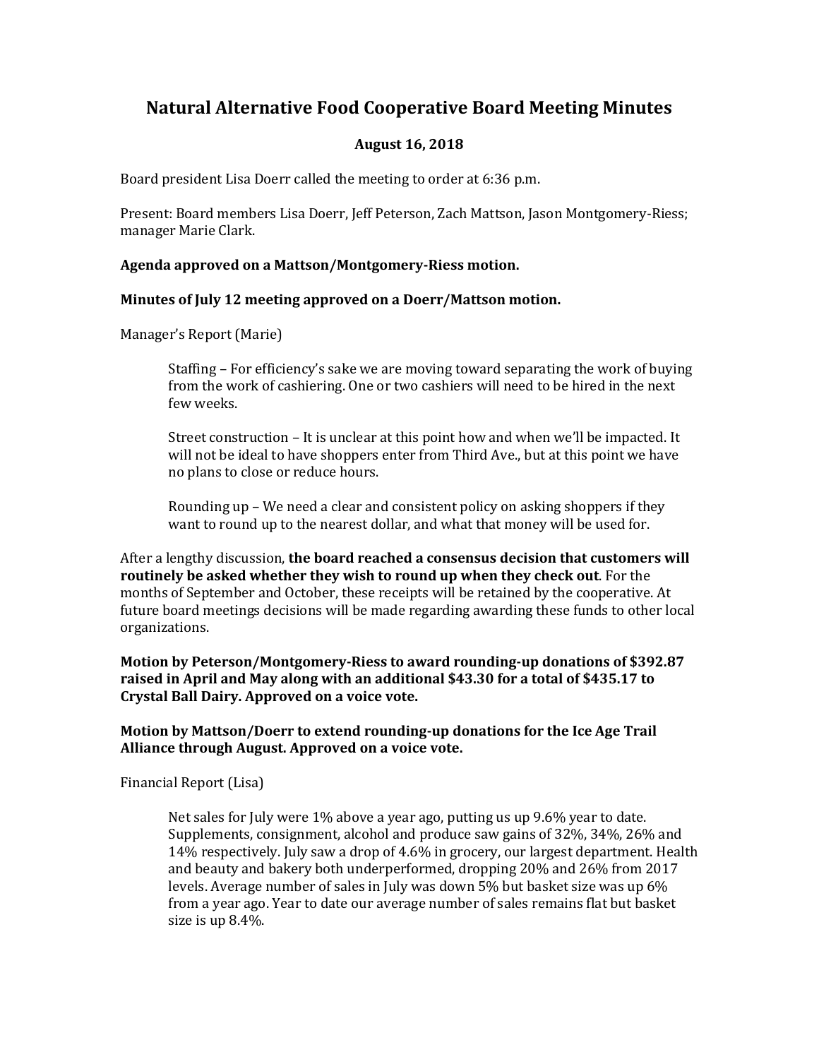# Natural Alternative Food Cooperative Board Meeting Minutes

**August 16, 2018**

Board president Lisa Doerr called the meeting to order at 6:36 p.m.

Present: Board members Lisa Doerr, Jeff Peterson, Zach Mattson, Jason Montgomery-Riess; manager Marie Clark.

**Agenda approved on a Mattson/Montgomery-Riess motion.**

**Minutes of July 12 meeting approved on a Doerr/Mattson motion.**

Manager's Report (Marie)

> Staffing – For efficiency's sake we are moving toward separating the work of buying from the work of cashiering. One or two cashiers will need to be hired in the next few weeks.
>
> Street construction – It is unclear at this point how and when we'll be impacted. It will not be ideal to have shoppers enter from Third Ave., but at this point we have no plans to close or reduce hours.
>
> Rounding up – We need a clear and consistent policy on asking shoppers if they want to round up to the nearest dollar, and what that money will be used for.

After a lengthy discussion, **the board reached a consensus decision that customers will routinely be asked whether they wish to round up when they check out**. For the months of September and October, these receipts will be retained by the cooperative. At future board meetings decisions will be made regarding awarding these funds to other local organizations.

**Motion by Peterson/Montgomery-Riess to award rounding-up donations of $392.87 raised in April and May along with an additional $43.30 for a total of $435.17 to Crystal Ball Dairy. Approved on a voice vote.**

**Motion by Mattson/Doerr to extend rounding-up donations for the Ice Age Trail Alliance through August. Approved on a voice vote.**

Financial Report (Lisa)

> Net sales for July were 1% above a year ago, putting us up 9.6% year to date. Supplements, consignment, alcohol and produce saw gains of 32%, 34%, 26% and 14% respectively. July saw a drop of 4.6% in grocery, our largest department. Health and beauty and bakery both underperformed, dropping 20% and 26% from 2017 levels. Average number of sales in July was down 5% but basket size was up 6% from a year ago. Year to date our average number of sales remains flat but basket size is up 8.4%.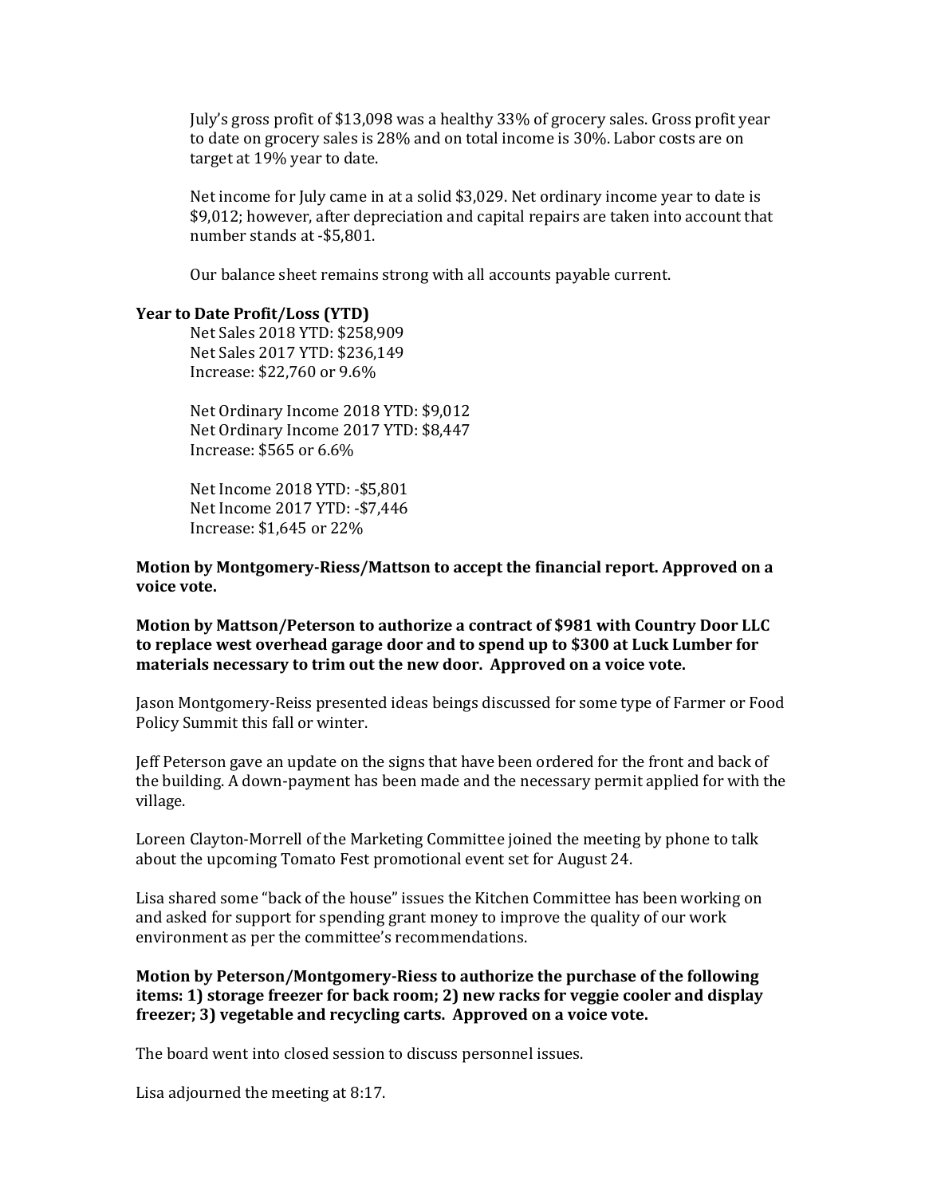July's gross profit of $13,098 was a healthy 33% of grocery sales. Gross profit year to date on grocery sales is 28% and on total income is 30%. Labor costs are on target at 19% year to date.

Net income for July came in at a solid $3,029. Net ordinary income year to date is $9,012; however, after depreciation and capital repairs are taken into account that number stands at -$5,801.

Our balance sheet remains strong with all accounts payable current.

**Year to Date Profit/Loss (YTD)**

Net Sales 2018 YTD: $258,909
Net Sales 2017 YTD: $236,149
Increase: $22,760 or 9.6%

Net Ordinary Income 2018 YTD: $9,012
Net Ordinary Income 2017 YTD: $8,447
Increase: $565 or 6.6%

Net Income 2018 YTD: -$5,801
Net Income 2017 YTD: -$7,446
Increase: $1,645 or 22%

**Motion by Montgomery-Riess/Mattson to accept the financial report. Approved on a voice vote.**

**Motion by Mattson/Peterson to authorize a contract of $981 with Country Door LLC to replace west overhead garage door and to spend up to $300 at Luck Lumber for materials necessary to trim out the new door. Approved on a voice vote.**

Jason Montgomery-Reiss presented ideas beings discussed for some type of Farmer or Food Policy Summit this fall or winter.

Jeff Peterson gave an update on the signs that have been ordered for the front and back of the building. A down-payment has been made and the necessary permit applied for with the village.

Loreen Clayton-Morrell of the Marketing Committee joined the meeting by phone to talk about the upcoming Tomato Fest promotional event set for August 24.

Lisa shared some "back of the house" issues the Kitchen Committee has been working on and asked for support for spending grant money to improve the quality of our work environment as per the committee's recommendations.

**Motion by Peterson/Montgomery-Riess to authorize the purchase of the following items: 1) storage freezer for back room; 2) new racks for veggie cooler and display freezer; 3) vegetable and recycling carts. Approved on a voice vote.**

The board went into closed session to discuss personnel issues.

Lisa adjourned the meeting at 8:17.